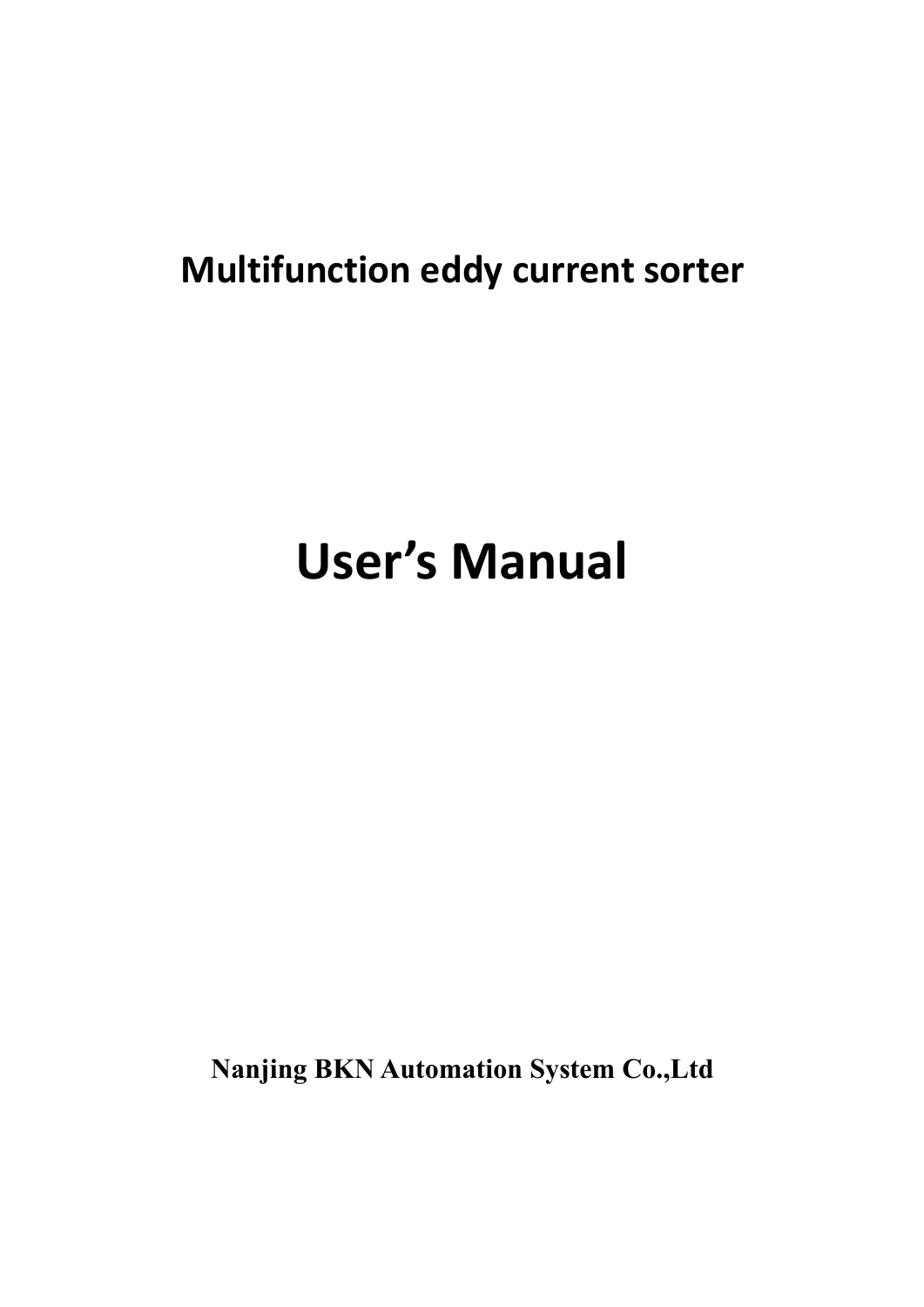# Multifunction eddy current sorter

# User's Manual

**Nanjing BKN Automation System Co.,Ltd**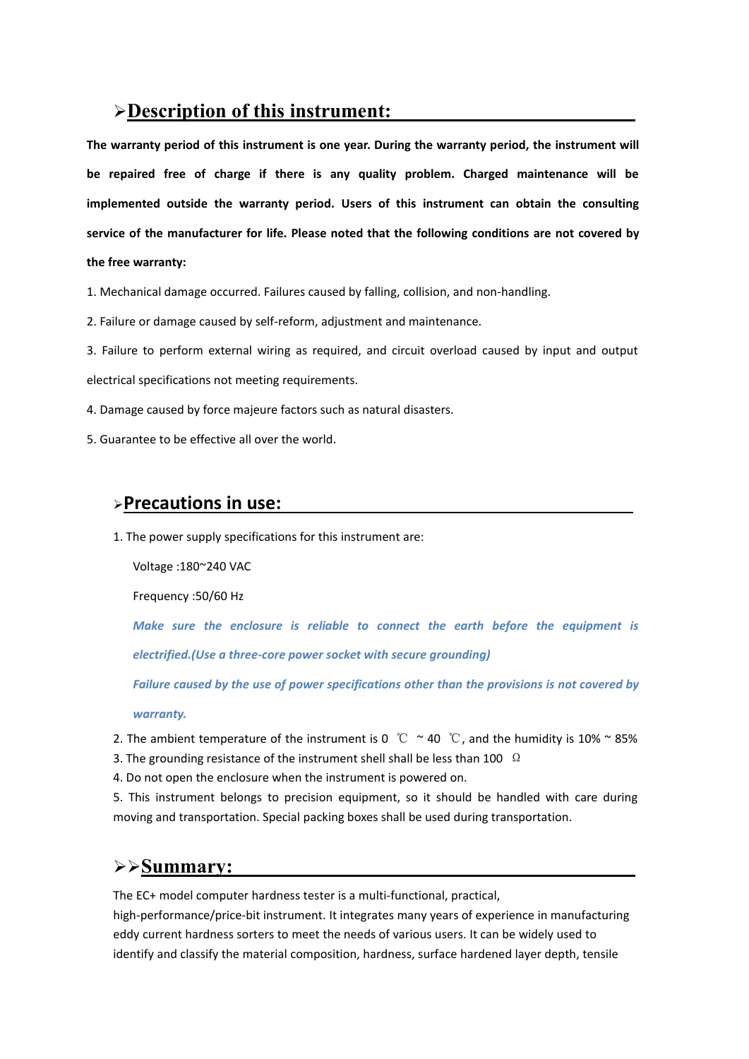## ➢Description of this instrument:

**The warranty period of this instrument is one year. During the warranty period, the instrument will be repaired free of charge if there is any quality problem. Charged maintenance will be implemented outside the warranty period. Users of this instrument can obtain the consulting service of the manufacturer for life. Please noted that the following conditions are not covered by the free warranty:**

1. Mechanical damage occurred. Failures caused by falling, collision, and non-handling.
2. Failure or damage caused by self-reform, adjustment and maintenance.
3. Failure to perform external wiring as required, and circuit overload caused by input and output electrical specifications not meeting requirements.
4. Damage caused by force majeure factors such as natural disasters.
5. Guarantee to be effective all over the world.

## ➢Precautions in use:

1. The power supply specifications for this instrument are:

   Voltage :180~240 VAC

   Frequency :50/60 Hz

   ***Make sure the enclosure is reliable to connect the earth before the equipment is electrified.(Use a three-core power socket with secure grounding)***

   ***Failure caused by the use of power specifications other than the provisions is not covered by warranty.***

2. The ambient temperature of the instrument is 0 ℃ ~ 40 ℃, and the humidity is 10% ~ 85%
3. The grounding resistance of the instrument shell shall be less than 100 Ω
4. Do not open the enclosure when the instrument is powered on.
5. This instrument belongs to precision equipment, so it should be handled with care during moving and transportation. Special packing boxes shall be used during transportation.

## ➢➢Summary:

The EC+ model computer hardness tester is a multi-functional, practical, high-performance/price-bit instrument. It integrates many years of experience in manufacturing eddy current hardness sorters to meet the needs of various users. It can be widely used to identify and classify the material composition, hardness, surface hardened layer depth, tensile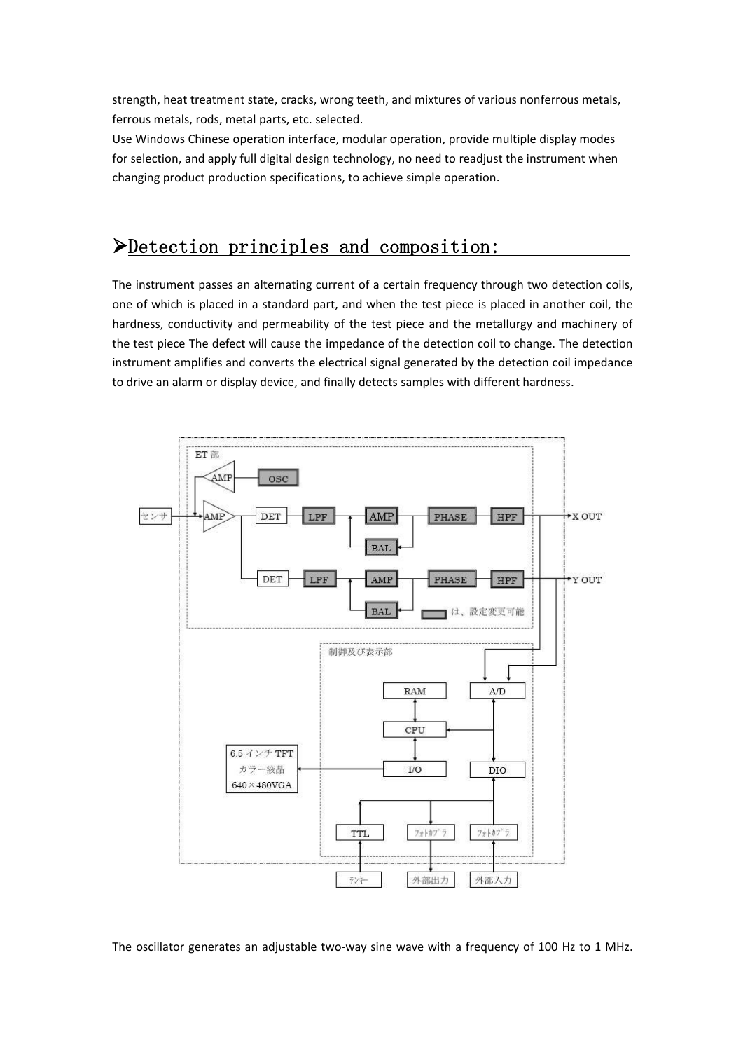strength, heat treatment state, cracks, wrong teeth, and mixtures of various nonferrous metals, ferrous metals, rods, metal parts, etc. selected.

Use Windows Chinese operation interface, modular operation, provide multiple display modes for selection, and apply full digital design technology, no need to readjust the instrument when changing product production specifications, to achieve simple operation.

## ➢Detection principles and composition:

The instrument passes an alternating current of a certain frequency through two detection coils, one of which is placed in a standard part, and when the test piece is placed in another coil, the hardness, conductivity and permeability of the test piece and the metallurgy and machinery of the test piece The defect will cause the impedance of the detection coil to change. The detection instrument amplifies and converts the electrical signal generated by the detection coil impedance to drive an alarm or display device, and finally detects samples with different hardness.

The oscillator generates an adjustable two-way sine wave with a frequency of 100 Hz to 1 MHz.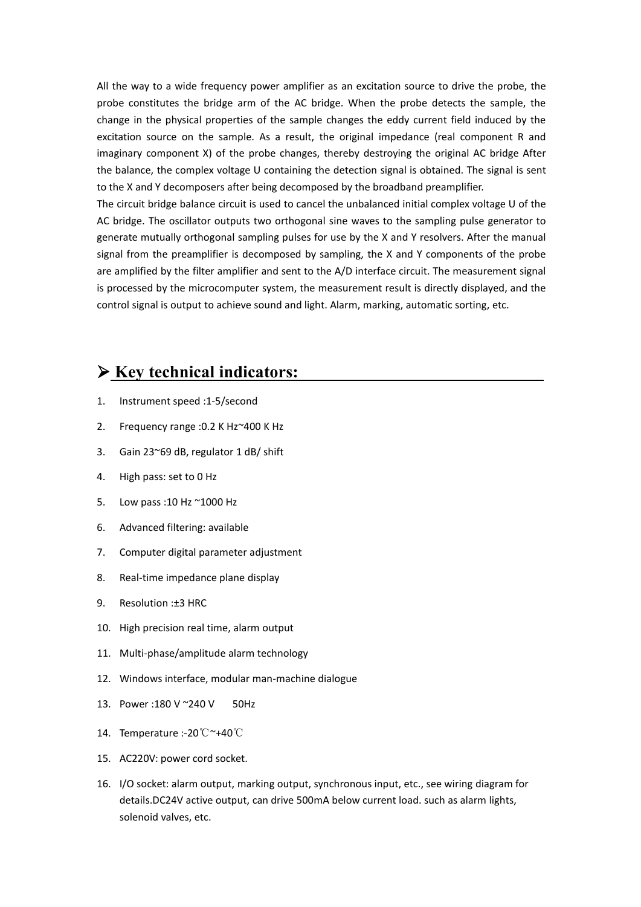All the way to a wide frequency power amplifier as an excitation source to drive the probe, the probe constitutes the bridge arm of the AC bridge. When the probe detects the sample, the change in the physical properties of the sample changes the eddy current field induced by the excitation source on the sample. As a result, the original impedance (real component R and imaginary component X) of the probe changes, thereby destroying the original AC bridge After the balance, the complex voltage U containing the detection signal is obtained. The signal is sent to the X and Y decomposers after being decomposed by the broadband preamplifier.

The circuit bridge balance circuit is used to cancel the unbalanced initial complex voltage U of the AC bridge. The oscillator outputs two orthogonal sine waves to the sampling pulse generator to generate mutually orthogonal sampling pulses for use by the X and Y resolvers. After the manual signal from the preamplifier is decomposed by sampling, the X and Y components of the probe are amplified by the filter amplifier and sent to the A/D interface circuit. The measurement signal is processed by the microcomputer system, the measurement result is directly displayed, and the control signal is output to achieve sound and light. Alarm, marking, automatic sorting, etc.

## ➢ Key technical indicators:

1. Instrument speed :1-5/second
2. Frequency range :0.2 K Hz~400 K Hz
3. Gain 23~69 dB, regulator 1 dB/ shift
4. High pass: set to 0 Hz
5. Low pass :10 Hz ~1000 Hz
6. Advanced filtering: available
7. Computer digital parameter adjustment
8. Real-time impedance plane display
9. Resolution :±3 HRC
10. High precision real time, alarm output
11. Multi-phase/amplitude alarm technology
12. Windows interface, modular man-machine dialogue
13. Power :180 V ~240 V  50Hz
14. Temperature :-20℃~+40℃
15. AC220V: power cord socket.
16. I/O socket: alarm output, marking output, synchronous input, etc., see wiring diagram for details.DC24V active output, can drive 500mA below current load. such as alarm lights, solenoid valves, etc.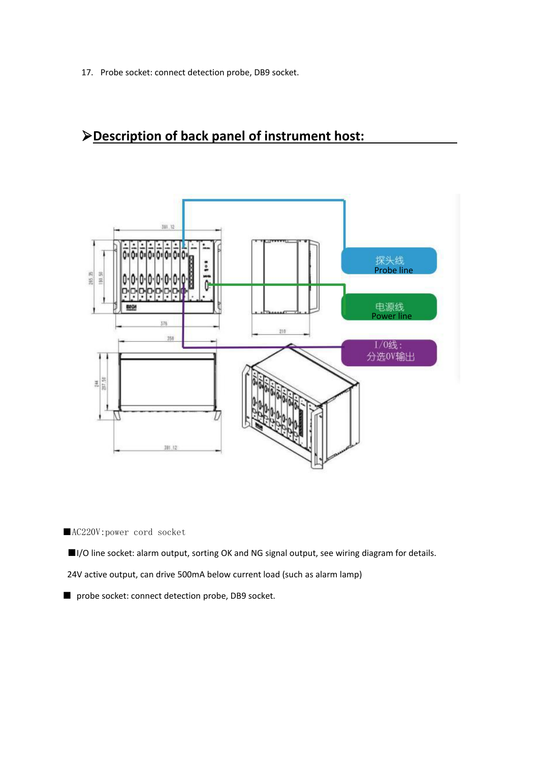17. Probe socket: connect detection probe, DB9 socket.

## ➢Description of back panel of instrument host:

■AC220V:power cord socket

■I/O line socket: alarm output, sorting OK and NG signal output, see wiring diagram for details.

24V active output, can drive 500mA below current load (such as alarm lamp)

■ probe socket: connect detection probe, DB9 socket.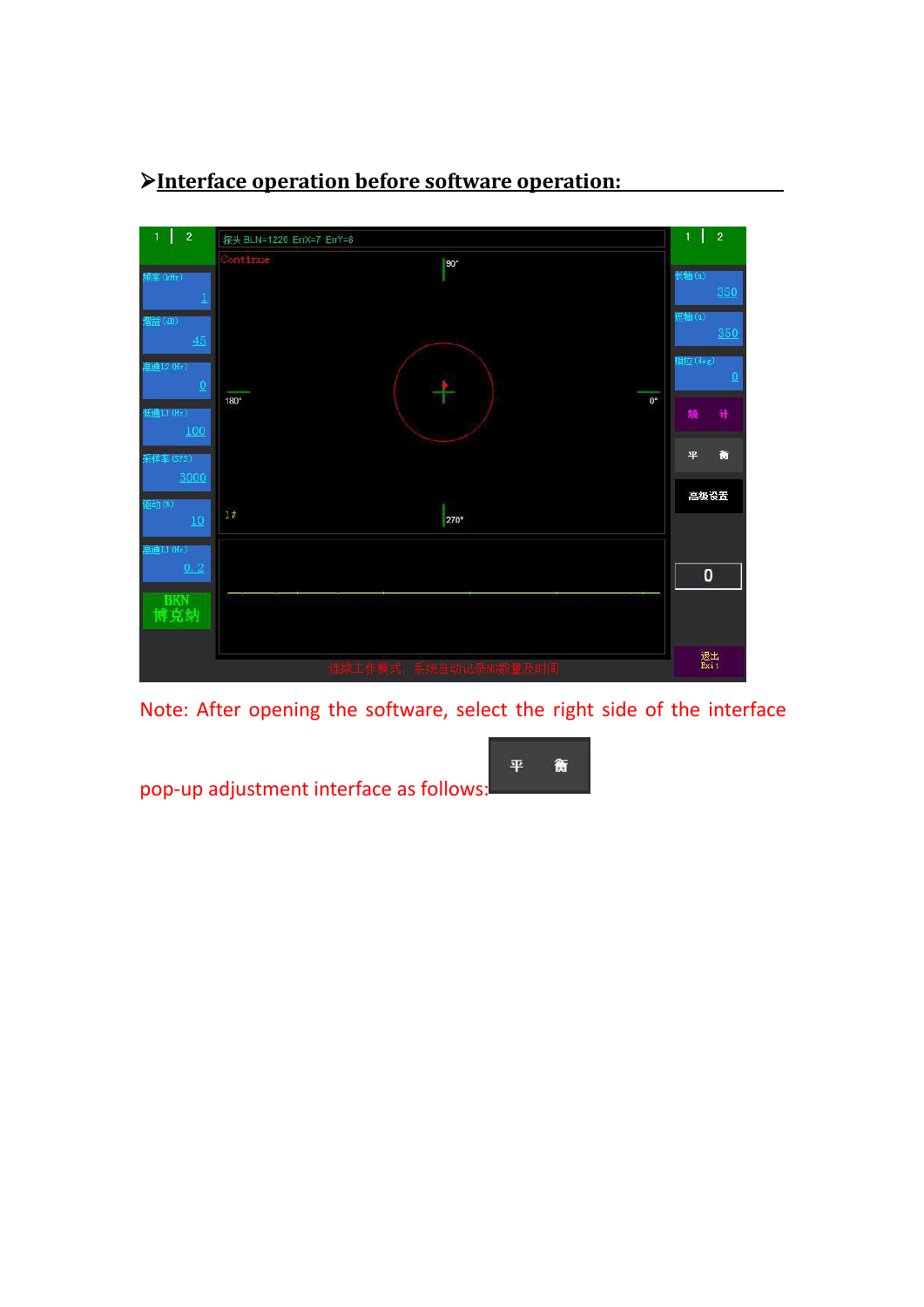## ➢Interface operation before software operation:

Note: After opening the software, select the right side of the interface pop-up adjustment interface as follows: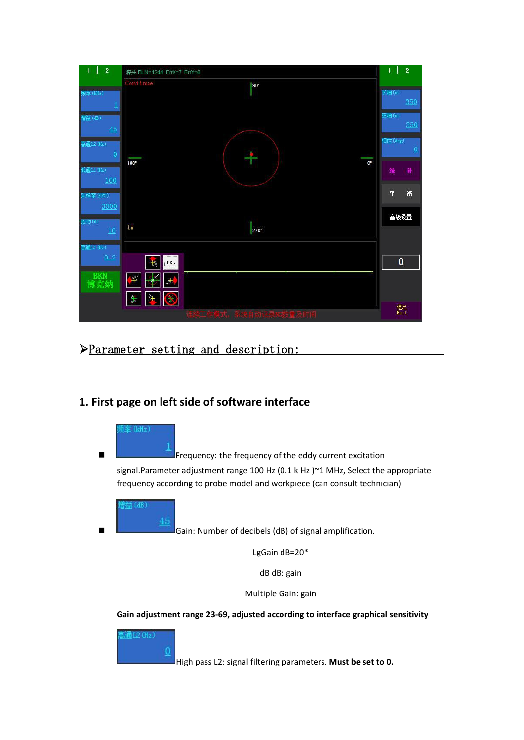## ➢Parameter setting and description:

### 1. First page on left side of software interface

- 频率(kHz) 1 Frequency: the frequency of the eddy current excitation signal.Parameter adjustment range 100 Hz (0.1 k Hz )~1 MHz, Select the appropriate frequency according to probe model and workpiece (can consult technician)

- 增益(dB) 45 Gain: Number of decibels (dB) of signal amplification.

  LgGain dB=20*

  dB dB: gain

  Multiple Gain: gain

  **Gain adjustment range 23-69, adjusted according to interface graphical sensitivity**

  高通L2(Hz) 0 High pass L2: signal filtering parameters. **Must be set to 0.**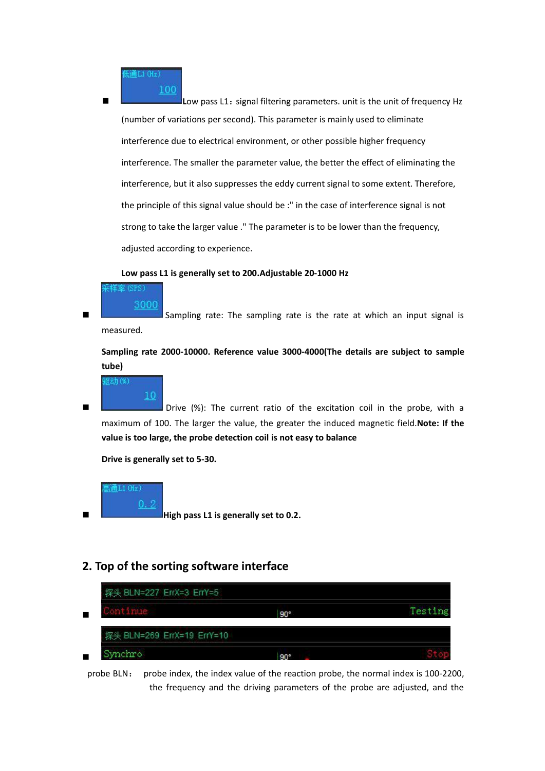- 低通L1 (Hz) 100 Low pass L1：signal filtering parameters. unit is the unit of frequency Hz (number of variations per second). This parameter is mainly used to eliminate interference due to electrical environment, or other possible higher frequency interference. The smaller the parameter value, the better the effect of eliminating the interference, but it also suppresses the eddy current signal to some extent. Therefore, the principle of this signal value should be :" in the case of interference signal is not strong to take the larger value ." The parameter is to be lower than the frequency, adjusted according to experience.

  **Low pass L1 is generally set to 200.Adjustable 20-1000 Hz**

- 采样率 (SPS) 3000 Sampling rate: The sampling rate is the rate at which an input signal is measured.

  **Sampling rate 2000-10000. Reference value 3000-4000(The details are subject to sample tube)**

- 驱动 (%) 10 Drive (%): The current ratio of the excitation coil in the probe, with a maximum of 100. The larger the value, the greater the induced magnetic field.**Note: If the value is too large, the probe detection coil is not easy to balance**

  **Drive is generally set to 5-30.**

- 高通L1 (Hz) 0.2 **High pass L1 is generally set to 0.2.**

## 2. Top of the sorting software interface

- 探头 BLN=227 ErrX=3 ErrY=5 Continue 90° Testing
- 探头 BLN=269 ErrX=19 ErrY=10 Synchro 90° Stop

probe BLN： probe index, the index value of the reaction probe, the normal index is 100-2200, the frequency and the driving parameters of the probe are adjusted, and the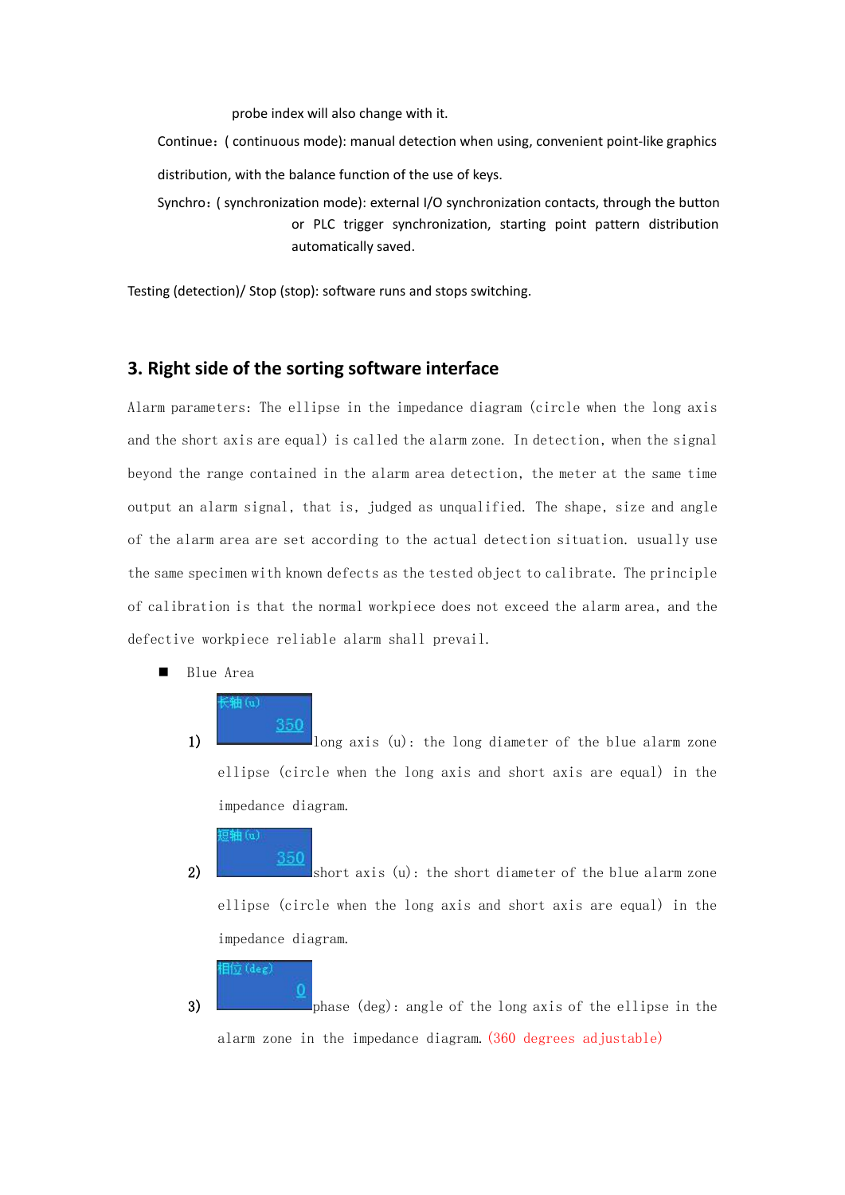probe index will also change with it.

Continue：( continuous mode): manual detection when using, convenient point-like graphics distribution, with the balance function of the use of keys.

Synchro：( synchronization mode): external I/O synchronization contacts, through the button or PLC trigger synchronization, starting point pattern distribution automatically saved.

Testing (detection)/ Stop (stop): software runs and stops switching.

## 3. Right side of the sorting software interface

Alarm parameters: The ellipse in the impedance diagram (circle when the long axis and the short axis are equal) is called the alarm zone. In detection, when the signal beyond the range contained in the alarm area detection, the meter at the same time output an alarm signal, that is, judged as unqualified. The shape, size and angle of the alarm area are set according to the actual detection situation. usually use the same specimen with known defects as the tested object to calibrate. The principle of calibration is that the normal workpiece does not exceed the alarm area, and the defective workpiece reliable alarm shall prevail.

- Blue Area

1) 长轴(u) 350 long axis (u): the long diameter of the blue alarm zone ellipse (circle when the long axis and short axis are equal) in the impedance diagram.

2) 短轴(u) 350 short axis (u): the short diameter of the blue alarm zone ellipse (circle when the long axis and short axis are equal) in the impedance diagram.

3) 相位(deg) 0 phase (deg): angle of the long axis of the ellipse in the alarm zone in the impedance diagram. (360 degrees adjustable)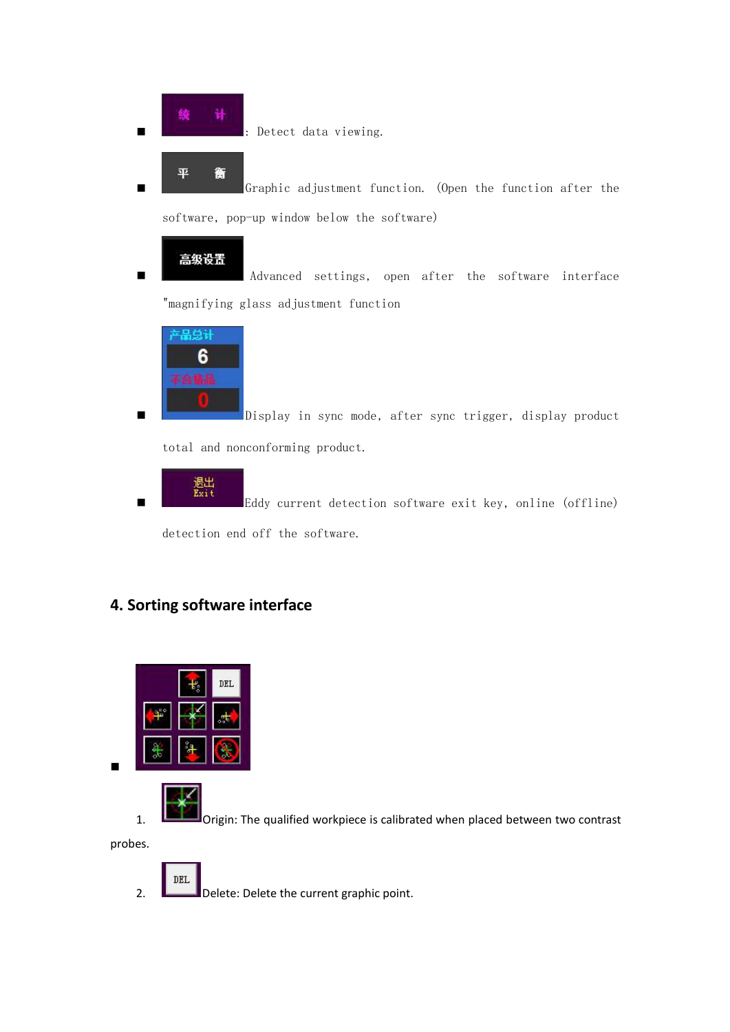- 统 计: Detect data viewing.
- 平 衡 Graphic adjustment function. (Open the function after the software, pop-up window below the software)
- 高级设置 Advanced settings, open after the software interface "magnifying glass adjustment function
- 产品总计 6 不合格品 0 Display in sync mode, after sync trigger, display product total and nonconforming product.
- 退出 Exit Eddy current detection software exit key, online (offline) detection end off the software.

## 4. Sorting software interface

- DEL

1. Origin: The qualified workpiece is calibrated when placed between two contrast probes.
2. DEL Delete: Delete the current graphic point.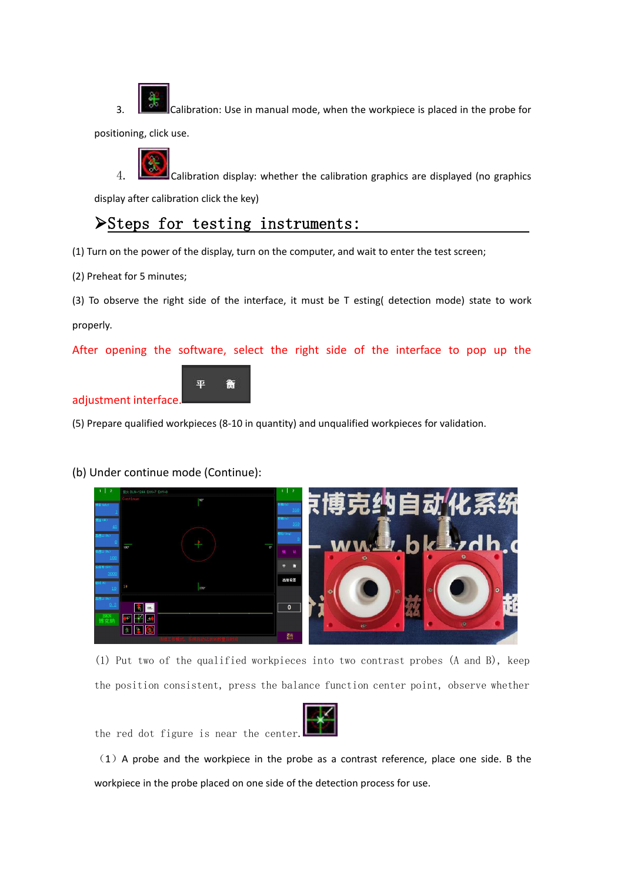3. Calibration: Use in manual mode, when the workpiece is placed in the probe for positioning, click use.

4. Calibration display: whether the calibration graphics are displayed (no graphics display after calibration click the key)

## ➢Steps for testing instruments:

(1) Turn on the power of the display, turn on the computer, and wait to enter the test screen;

(2) Preheat for 5 minutes;

(3) To observe the right side of the interface, it must be T esting( detection mode) state to work properly.

After opening the software, select the right side of the interface to pop up the adjustment interface.

(5) Prepare qualified workpieces (8-10 in quantity) and unqualified workpieces for validation.

(b) Under continue mode (Continue):

(1) Put two of the qualified workpieces into two contrast probes (A and B), keep the position consistent, press the balance function center point, observe whether the red dot figure is near the center.

（1）A probe and the workpiece in the probe as a contrast reference, place one side. B the workpiece in the probe placed on one side of the detection process for use.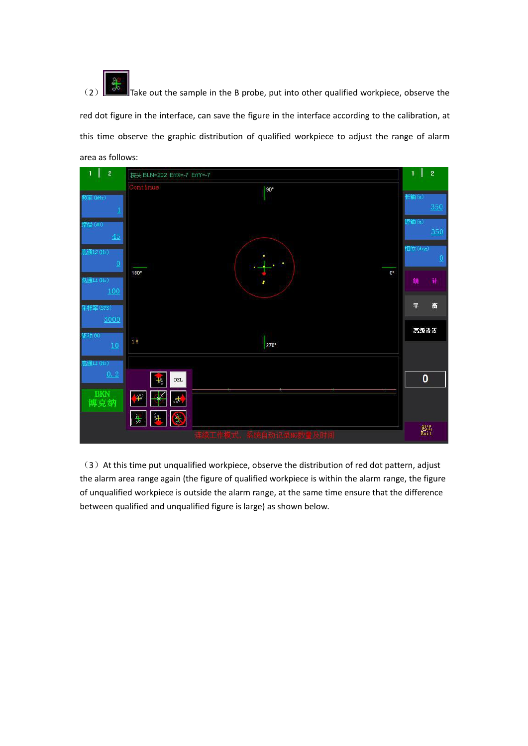（2） Take out the sample in the B probe, put into other qualified workpiece, observe the red dot figure in the interface, can save the figure in the interface according to the calibration, at this time observe the graphic distribution of qualified workpiece to adjust the range of alarm area as follows:

（3）At this time put unqualified workpiece, observe the distribution of red dot pattern, adjust the alarm area range again (the figure of qualified workpiece is within the alarm range, the figure of unqualified workpiece is outside the alarm range, at the same time ensure that the difference between qualified and unqualified figure is large) as shown below.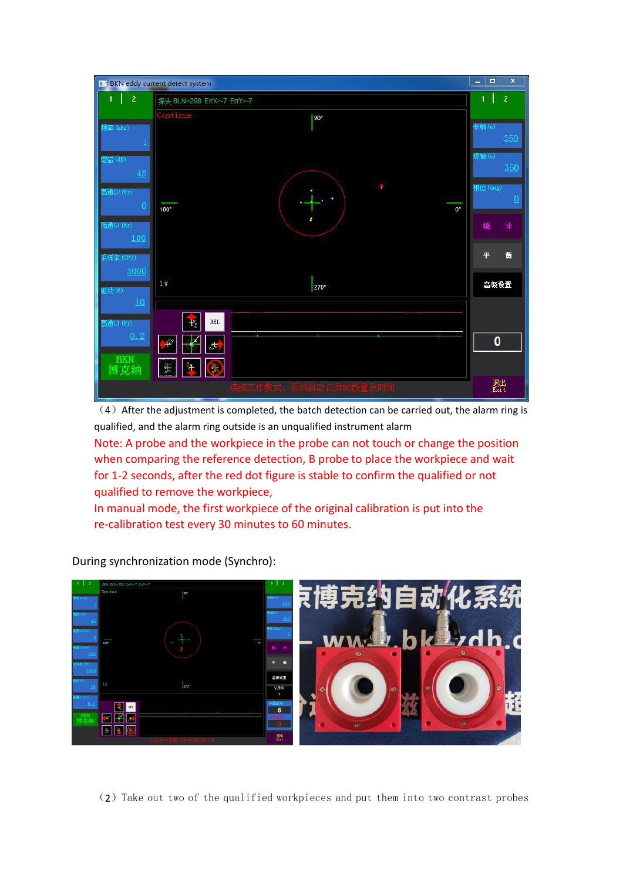（4）After the adjustment is completed, the batch detection can be carried out, the alarm ring is qualified, and the alarm ring outside is an unqualified instrument alarm

Note: A probe and the workpiece in the probe can not touch or change the position when comparing the reference detection, B probe to place the workpiece and wait for 1-2 seconds, after the red dot figure is stable to confirm the qualified or not qualified to remove the workpiece,

In manual mode, the first workpiece of the original calibration is put into the re-calibration test every 30 minutes to 60 minutes.

During synchronization mode (Synchro):

（2）Take out two of the qualified workpieces and put them into two contrast probes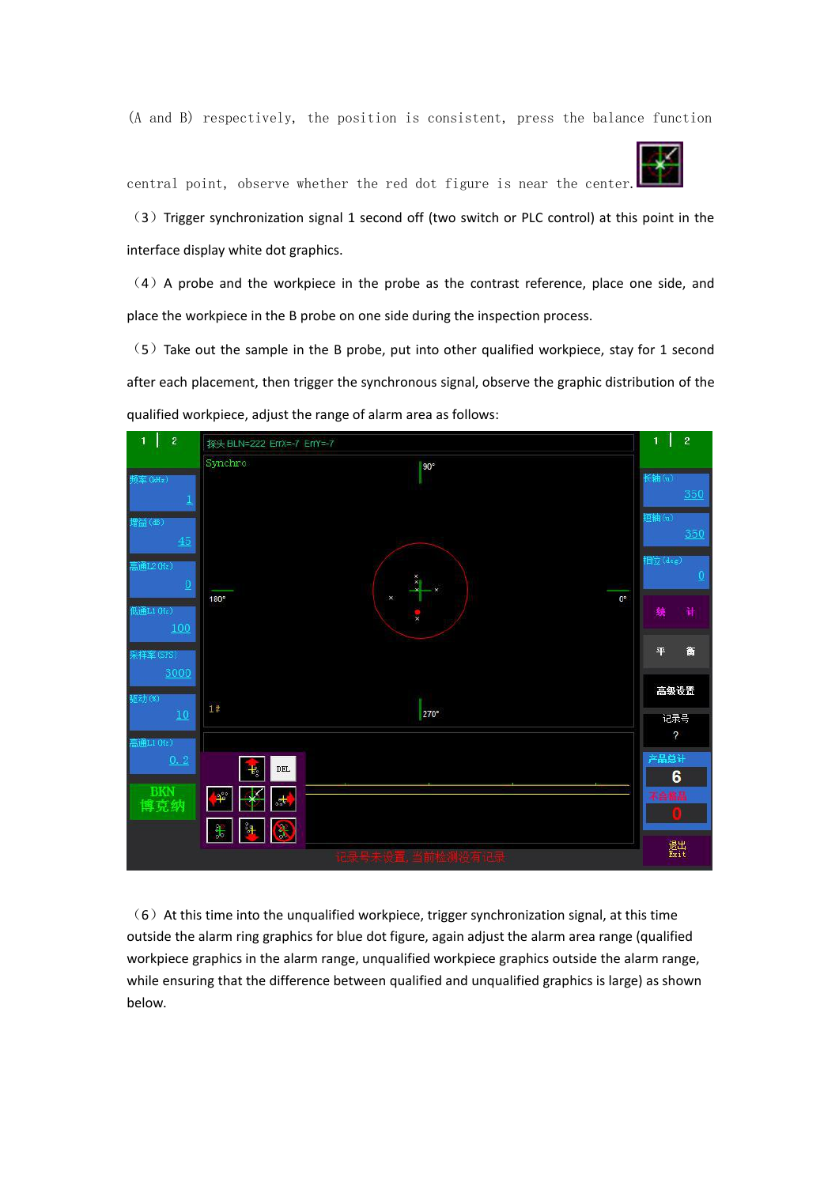(A and B) respectively, the position is consistent, press the balance function central point, observe whether the red dot figure is near the center.

（3）Trigger synchronization signal 1 second off (two switch or PLC control) at this point in the interface display white dot graphics.

（4）A probe and the workpiece in the probe as the contrast reference, place one side, and place the workpiece in the B probe on one side during the inspection process.

（5）Take out the sample in the B probe, put into other qualified workpiece, stay for 1 second after each placement, then trigger the synchronous signal, observe the graphic distribution of the qualified workpiece, adjust the range of alarm area as follows:

（6）At this time into the unqualified workpiece, trigger synchronization signal, at this time outside the alarm ring graphics for blue dot figure, again adjust the alarm area range (qualified workpiece graphics in the alarm range, unqualified workpiece graphics outside the alarm range, while ensuring that the difference between qualified and unqualified graphics is large) as shown below.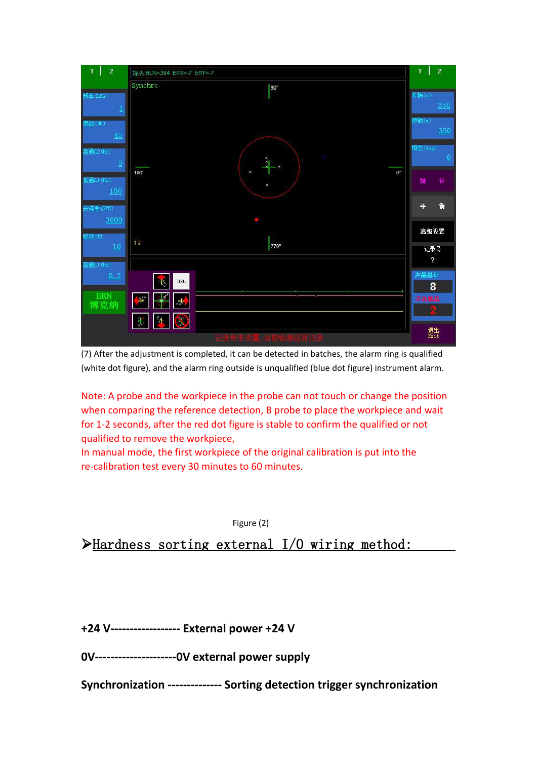(7) After the adjustment is completed, it can be detected in batches, the alarm ring is qualified (white dot figure), and the alarm ring outside is unqualified (blue dot figure) instrument alarm.

Note: A probe and the workpiece in the probe can not touch or change the position when comparing the reference detection, B probe to place the workpiece and wait for 1-2 seconds, after the red dot figure is stable to confirm the qualified or not qualified to remove the workpiece,

In manual mode, the first workpiece of the original calibration is put into the re-calibration test every 30 minutes to 60 minutes.

Figure (2)

## ➤Hardness sorting external I/O wiring method:

**+24 V------------------ External power +24 V**

**0V---------------------0V external power supply**

**Synchronization -------------- Sorting detection trigger synchronization**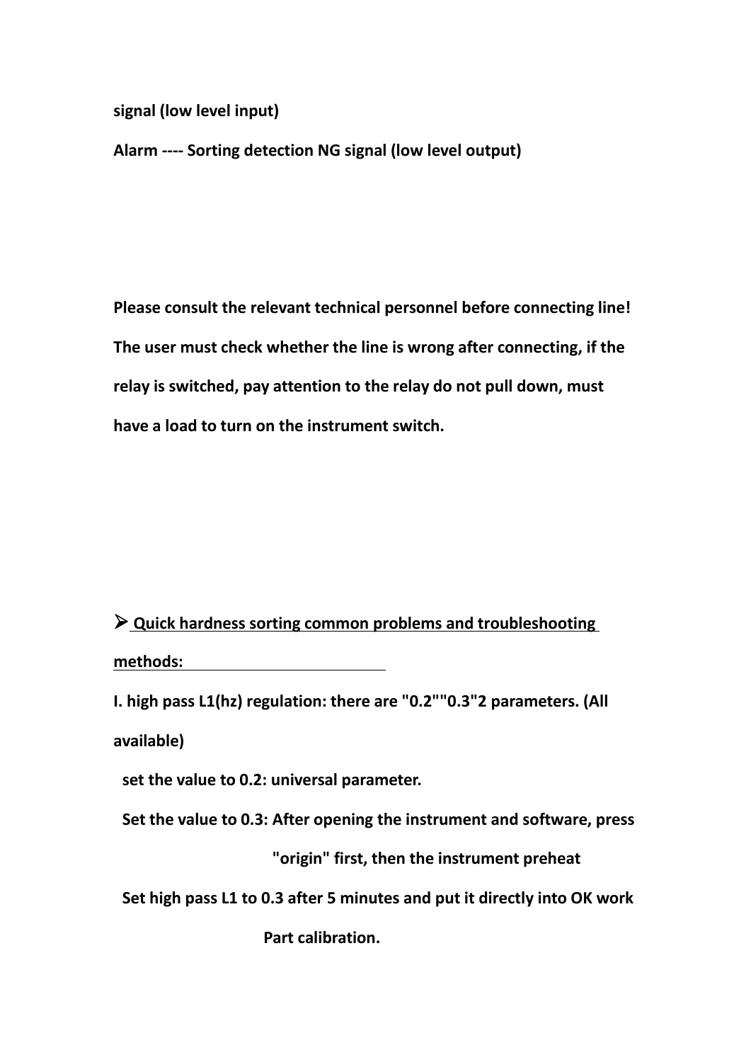**signal (low level input)**

**Alarm ---- Sorting detection NG signal (low level output)**

**Please consult the relevant technical personnel before connecting line! The user must check whether the line is wrong after connecting, if the relay is switched, pay attention to the relay do not pull down, must have a load to turn on the instrument switch.**

## ➢ Quick hardness sorting common problems and troubleshooting methods:

**I. high pass L1(hz) regulation: there are "0.2""0.3"2 parameters. (All available)**

**set the value to 0.2: universal parameter.**

**Set the value to 0.3: After opening the instrument and software, press "origin" first, then the instrument preheat**

**Set high pass L1 to 0.3 after 5 minutes and put it directly into OK work Part calibration.**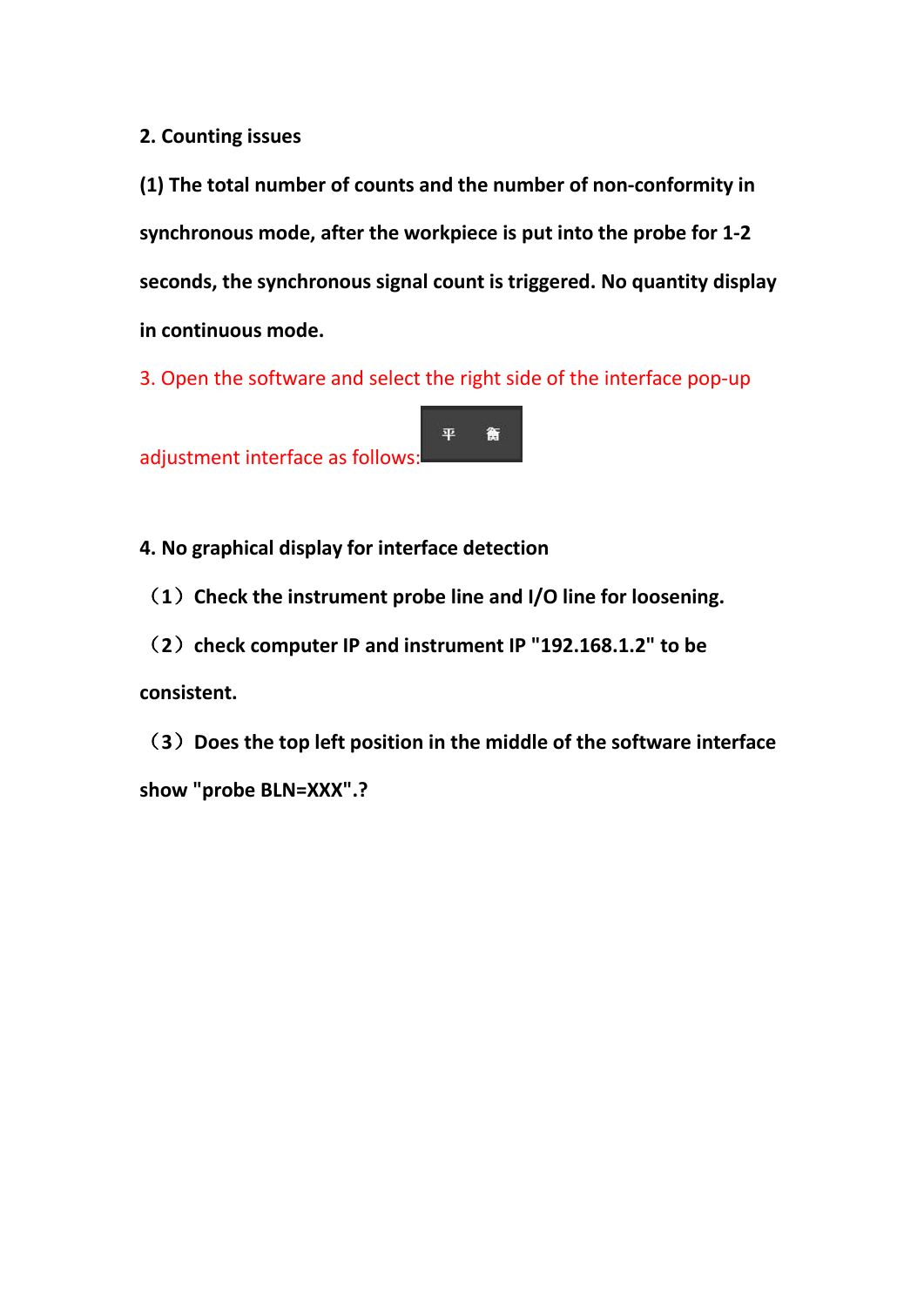**2. Counting issues**

**(1) The total number of counts and the number of non-conformity in synchronous mode, after the workpiece is put into the probe for 1-2 seconds, the synchronous signal count is triggered. No quantity display in continuous mode.**

3. Open the software and select the right side of the interface pop-up adjustment interface as follows: 平 衡

**4. No graphical display for interface detection**

**（1）Check the instrument probe line and I/O line for loosening.**

**（2）check computer IP and instrument IP "192.168.1.2" to be consistent.**

**（3）Does the top left position in the middle of the software interface show "probe BLN=XXX".?**